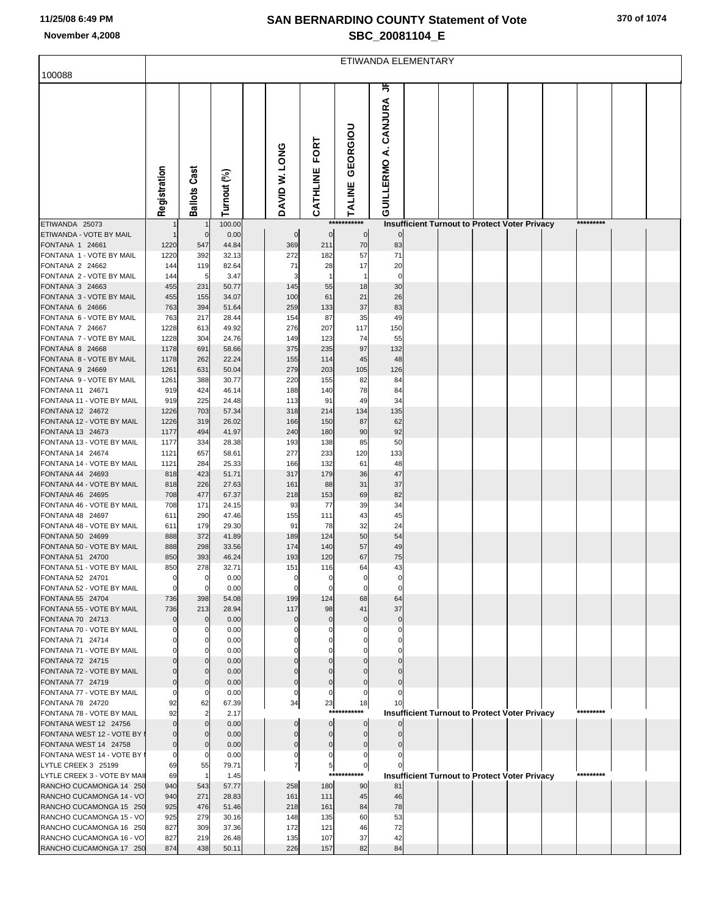# SAN BERNARDINO COUNTY Statement of Vote

## SBC_20081104_E

11/25/08 6:49 PM

November 4,2008

ETIWANDA ELEMENTARY

100088

| | Registration | Ballots Cast | Turnout (%) | DAVID W. LONG | CATHLINE FORT | TALINE GEORGIOU | GUILLERMO A. CANJURA JR |
|---|---|---|---|---|---|---|---|
| ETIWANDA 25073 | 1 | 1 | 100.00 | Insufficient Turnout to Protect Voter Privacy | | | |
| ETIWANDA - VOTE BY MAIL | 1 | 0 | 0.00 | 0 | 0 | 0 | 0 |
| FONTANA 1 24661 | 1220 | 547 | 44.84 | 369 | 211 | 70 | 83 |
| FONTANA 1 - VOTE BY MAIL | 1220 | 392 | 32.13 | 272 | 182 | 57 | 71 |
| FONTANA 2 24662 | 144 | 119 | 82.64 | 71 | 28 | 17 | 20 |
| FONTANA 2 - VOTE BY MAIL | 144 | 5 | 3.47 | 3 | 1 | 1 | 0 |
| FONTANA 3 24663 | 455 | 231 | 50.77 | 145 | 55 | 18 | 30 |
| FONTANA 3 - VOTE BY MAIL | 455 | 155 | 34.07 | 100 | 61 | 21 | 26 |
| FONTANA 6 24666 | 763 | 394 | 51.64 | 259 | 133 | 37 | 83 |
| FONTANA 6 - VOTE BY MAIL | 763 | 217 | 28.44 | 154 | 87 | 35 | 49 |
| FONTANA 7 24667 | 1228 | 613 | 49.92 | 276 | 207 | 117 | 150 |
| FONTANA 7 - VOTE BY MAIL | 1228 | 304 | 24.76 | 149 | 123 | 74 | 55 |
| FONTANA 8 24668 | 1178 | 691 | 58.66 | 375 | 235 | 97 | 132 |
| FONTANA 8 - VOTE BY MAIL | 1178 | 262 | 22.24 | 155 | 114 | 45 | 48 |
| FONTANA 9 24669 | 1261 | 631 | 50.04 | 279 | 203 | 105 | 126 |
| FONTANA 9 - VOTE BY MAIL | 1261 | 388 | 30.77 | 220 | 155 | 82 | 84 |
| FONTANA 11 24671 | 919 | 424 | 46.14 | 188 | 140 | 78 | 84 |
| FONTANA 11 - VOTE BY MAIL | 919 | 225 | 24.48 | 113 | 91 | 49 | 34 |
| FONTANA 12 24672 | 1226 | 703 | 57.34 | 318 | 214 | 134 | 135 |
| FONTANA 12 - VOTE BY MAIL | 1226 | 319 | 26.02 | 166 | 150 | 87 | 62 |
| FONTANA 13 24673 | 1177 | 494 | 41.97 | 240 | 180 | 90 | 92 |
| FONTANA 13 - VOTE BY MAIL | 1177 | 334 | 28.38 | 193 | 138 | 85 | 50 |
| FONTANA 14 24674 | 1121 | 657 | 58.61 | 277 | 233 | 120 | 133 |
| FONTANA 14 - VOTE BY MAIL | 1121 | 284 | 25.33 | 166 | 132 | 61 | 48 |
| FONTANA 44 24693 | 818 | 423 | 51.71 | 317 | 179 | 36 | 47 |
| FONTANA 44 - VOTE BY MAIL | 818 | 226 | 27.63 | 161 | 88 | 31 | 37 |
| FONTANA 46 24695 | 708 | 477 | 67.37 | 218 | 153 | 69 | 82 |
| FONTANA 46 - VOTE BY MAIL | 708 | 171 | 24.15 | 93 | 77 | 39 | 34 |
| FONTANA 48 24697 | 611 | 290 | 47.46 | 155 | 111 | 43 | 45 |
| FONTANA 48 - VOTE BY MAIL | 611 | 179 | 29.30 | 91 | 78 | 32 | 24 |
| FONTANA 50 24699 | 888 | 372 | 41.89 | 189 | 124 | 50 | 54 |
| FONTANA 50 - VOTE BY MAIL | 888 | 298 | 33.56 | 174 | 140 | 57 | 49 |
| FONTANA 51 24700 | 850 | 393 | 46.24 | 193 | 120 | 67 | 75 |
| FONTANA 51 - VOTE BY MAIL | 850 | 278 | 32.71 | 151 | 116 | 64 | 43 |
| FONTANA 52 24701 | 0 | 0 | 0.00 | 0 | 0 | 0 | 0 |
| FONTANA 52 - VOTE BY MAIL | 0 | 0 | 0.00 | 0 | 0 | 0 | 0 |
| FONTANA 55 24704 | 736 | 398 | 54.08 | 199 | 124 | 68 | 64 |
| FONTANA 55 - VOTE BY MAIL | 736 | 213 | 28.94 | 117 | 98 | 41 | 37 |
| FONTANA 70 24713 | 0 | 0 | 0.00 | 0 | 0 | 0 | 0 |
| FONTANA 70 - VOTE BY MAIL | 0 | 0 | 0.00 | 0 | 0 | 0 | 0 |
| FONTANA 71 24714 | 0 | 0 | 0.00 | 0 | 0 | 0 | 0 |
| FONTANA 71 - VOTE BY MAIL | 0 | 0 | 0.00 | 0 | 0 | 0 | 0 |
| FONTANA 72 24715 | 0 | 0 | 0.00 | 0 | 0 | 0 | 0 |
| FONTANA 72 - VOTE BY MAIL | 0 | 0 | 0.00 | 0 | 0 | 0 | 0 |
| FONTANA 77 24719 | 0 | 0 | 0.00 | 0 | 0 | 0 | 0 |
| FONTANA 77 - VOTE BY MAIL | 0 | 0 | 0.00 | 0 | 0 | 0 | 0 |
| FONTANA 78 24720 | 92 | 62 | 67.39 | 34 | 23 | 18 | 10 |
| FONTANA 78 - VOTE BY MAIL | 92 | 2 | 2.17 | Insufficient Turnout to Protect Voter Privacy | | | |
| FONTANA WEST 12 24756 | 0 | 0 | 0.00 | 0 | 0 | 0 | 0 |
| FONTANA WEST 12 - VOTE BY I | 0 | 0 | 0.00 | 0 | 0 | 0 | 0 |
| FONTANA WEST 14 24758 | 0 | 0 | 0.00 | 0 | 0 | 0 | 0 |
| FONTANA WEST 14 - VOTE BY I | 0 | 0 | 0.00 | 0 | 0 | 0 | 0 |
| LYTLE CREEK 3 25199 | 69 | 55 | 79.71 | 7 | 5 | 0 | 0 |
| LYTLE CREEK 3 - VOTE BY MAI | 69 | 1 | 1.45 | Insufficient Turnout to Protect Voter Privacy | | | |
| RANCHO CUCAMONGA 14 250 | 940 | 543 | 57.77 | 258 | 180 | 90 | 81 |
| RANCHO CUCAMONGA 14 - VO | 940 | 271 | 28.83 | 161 | 111 | 45 | 46 |
| RANCHO CUCAMONGA 15 250 | 925 | 476 | 51.46 | 218 | 161 | 84 | 78 |
| RANCHO CUCAMONGA 15 - VO | 925 | 279 | 30.16 | 148 | 135 | 60 | 53 |
| RANCHO CUCAMONGA 16 250 | 827 | 309 | 37.36 | 172 | 121 | 46 | 72 |
| RANCHO CUCAMONGA 16 - VO | 827 | 219 | 26.48 | 135 | 107 | 37 | 42 |
| RANCHO CUCAMONGA 17 250 | 874 | 438 | 50.11 | 226 | 157 | 82 | 84 |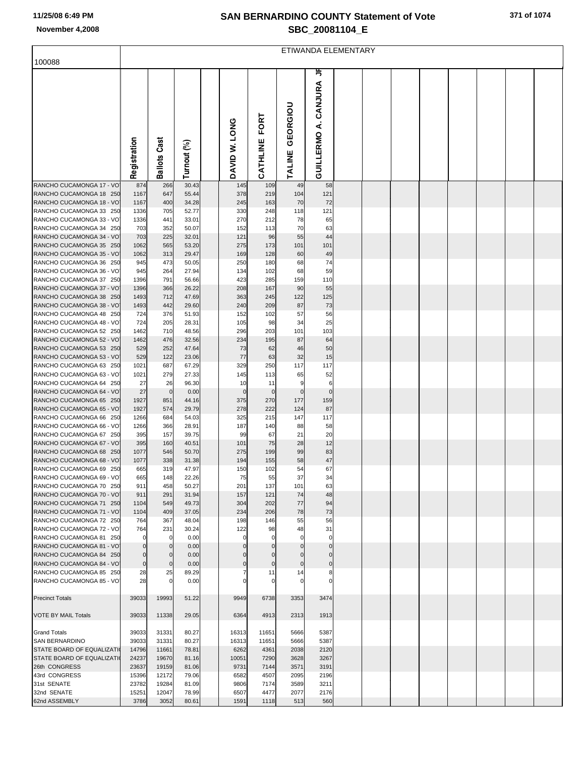# SAN BERNARDINO COUNTY Statement of Vote

## SBC_20081104_E

11/25/08 6:49 PM

November 4,2008

ETIWANDA ELEMENTARY

100088

| | Registration | Ballots Cast | Turnout (%) | | DAVID W. LONG | CATHLINE FORT | TALINE GEORGIOU | GUILLERMO A. CANJURA JR |
|---|---|---|---|---|---|---|---|---|
| RANCHO CUCAMONGA 17 - VO | 874 | 266 | 30.43 | | 145 | 109 | 49 | 58 |
| RANCHO CUCAMONGA 18 250 | 1167 | 647 | 55.44 | | 378 | 219 | 104 | 121 |
| RANCHO CUCAMONGA 18 - VO | 1167 | 400 | 34.28 | | 245 | 163 | 70 | 72 |
| RANCHO CUCAMONGA 33 250 | 1336 | 705 | 52.77 | | 330 | 248 | 118 | 121 |
| RANCHO CUCAMONGA 33 - VO | 1336 | 441 | 33.01 | | 270 | 212 | 78 | 65 |
| RANCHO CUCAMONGA 34 250 | 703 | 352 | 50.07 | | 152 | 113 | 70 | 63 |
| RANCHO CUCAMONGA 34 - VO | 703 | 225 | 32.01 | | 121 | 96 | 55 | 44 |
| RANCHO CUCAMONGA 35 250 | 1062 | 565 | 53.20 | | 275 | 173 | 101 | 101 |
| RANCHO CUCAMONGA 35 - VO | 1062 | 313 | 29.47 | | 169 | 128 | 60 | 49 |
| RANCHO CUCAMONGA 36 250 | 945 | 473 | 50.05 | | 250 | 180 | 68 | 74 |
| RANCHO CUCAMONGA 36 - VO | 945 | 264 | 27.94 | | 134 | 102 | 68 | 59 |
| RANCHO CUCAMONGA 37 250 | 1396 | 791 | 56.66 | | 423 | 285 | 159 | 110 |
| RANCHO CUCAMONGA 37 - VO | 1396 | 366 | 26.22 | | 208 | 167 | 90 | 55 |
| RANCHO CUCAMONGA 38 250 | 1493 | 712 | 47.69 | | 363 | 245 | 122 | 125 |
| RANCHO CUCAMONGA 38 - VO | 1493 | 442 | 29.60 | | 240 | 209 | 87 | 73 |
| RANCHO CUCAMONGA 48 250 | 724 | 376 | 51.93 | | 152 | 102 | 57 | 56 |
| RANCHO CUCAMONGA 48 - VO | 724 | 205 | 28.31 | | 105 | 98 | 34 | 25 |
| RANCHO CUCAMONGA 52 250 | 1462 | 710 | 48.56 | | 296 | 203 | 101 | 103 |
| RANCHO CUCAMONGA 52 - VO | 1462 | 476 | 32.56 | | 234 | 195 | 87 | 64 |
| RANCHO CUCAMONGA 53 250 | 529 | 252 | 47.64 | | 73 | 62 | 46 | 50 |
| RANCHO CUCAMONGA 53 - VO | 529 | 122 | 23.06 | | 77 | 63 | 32 | 15 |
| RANCHO CUCAMONGA 63 250 | 1021 | 687 | 67.29 | | 329 | 250 | 117 | 117 |
| RANCHO CUCAMONGA 63 - VO | 1021 | 279 | 27.33 | | 145 | 113 | 65 | 52 |
| RANCHO CUCAMONGA 64 250 | 27 | 26 | 96.30 | | 10 | 11 | 9 | 6 |
| RANCHO CUCAMONGA 64 - VO | 27 | 0 | 0.00 | | 0 | 0 | 0 | 0 |
| RANCHO CUCAMONGA 65 250 | 1927 | 851 | 44.16 | | 375 | 270 | 177 | 159 |
| RANCHO CUCAMONGA 65 - VO | 1927 | 574 | 29.79 | | 278 | 222 | 124 | 87 |
| RANCHO CUCAMONGA 66 250 | 1266 | 684 | 54.03 | | 325 | 215 | 147 | 117 |
| RANCHO CUCAMONGA 66 - VO | 1266 | 366 | 28.91 | | 187 | 140 | 88 | 58 |
| RANCHO CUCAMONGA 67 250 | 395 | 157 | 39.75 | | 99 | 67 | 21 | 20 |
| RANCHO CUCAMONGA 67 - VO | 395 | 160 | 40.51 | | 101 | 75 | 28 | 12 |
| RANCHO CUCAMONGA 68 250 | 1077 | 546 | 50.70 | | 275 | 199 | 99 | 83 |
| RANCHO CUCAMONGA 68 - VO | 1077 | 338 | 31.38 | | 194 | 155 | 58 | 47 |
| RANCHO CUCAMONGA 69 250 | 665 | 319 | 47.97 | | 150 | 102 | 54 | 67 |
| RANCHO CUCAMONGA 69 - VO | 665 | 148 | 22.26 | | 75 | 55 | 37 | 34 |
| RANCHO CUCAMONGA 70 250 | 911 | 458 | 50.27 | | 201 | 137 | 101 | 63 |
| RANCHO CUCAMONGA 70 - VO | 911 | 291 | 31.94 | | 157 | 121 | 74 | 48 |
| RANCHO CUCAMONGA 71 250 | 1104 | 549 | 49.73 | | 304 | 202 | 77 | 94 |
| RANCHO CUCAMONGA 71 - VO | 1104 | 409 | 37.05 | | 234 | 206 | 78 | 73 |
| RANCHO CUCAMONGA 72 250 | 764 | 367 | 48.04 | | 198 | 146 | 55 | 56 |
| RANCHO CUCAMONGA 72 - VO | 764 | 231 | 30.24 | | 122 | 98 | 48 | 31 |
| RANCHO CUCAMONGA 81 250 | 0 | 0 | 0.00 | | 0 | 0 | 0 | 0 |
| RANCHO CUCAMONGA 81 - VO | 0 | 0 | 0.00 | | 0 | 0 | 0 | 0 |
| RANCHO CUCAMONGA 84 250 | 0 | 0 | 0.00 | | 0 | 0 | 0 | 0 |
| RANCHO CUCAMONGA 84 - VO | 0 | 0 | 0.00 | | 0 | 0 | 0 | 0 |
| RANCHO CUCAMONGA 85 250 | 28 | 25 | 89.29 | | 7 | 11 | 14 | 8 |
| RANCHO CUCAMONGA 85 - VO | 28 | 0 | 0.00 | | 0 | 0 | 0 | 0 |
| Precinct Totals | 39033 | 19993 | 51.22 | | 9949 | 6738 | 3353 | 3474 |
| VOTE BY MAIL Totals | 39033 | 11338 | 29.05 | | 6364 | 4913 | 2313 | 1913 |
| Grand Totals | 39033 | 31331 | 80.27 | | 16313 | 11651 | 5666 | 5387 |
| SAN BERNARDINO | 39033 | 31331 | 80.27 | | 16313 | 11651 | 5666 | 5387 |
| STATE BOARD OF EQUALIZATI | 14796 | 11661 | 78.81 | | 6262 | 4361 | 2038 | 2120 |
| STATE BOARD OF EQUALIZATI | 24237 | 19670 | 81.16 | | 10051 | 7290 | 3628 | 3267 |
| 26th CONGRESS | 23637 | 19159 | 81.06 | | 9731 | 7144 | 3571 | 3191 |
| 43rd CONGRESS | 15396 | 12172 | 79.06 | | 6582 | 4507 | 2095 | 2196 |
| 31st SENATE | 23782 | 19284 | 81.09 | | 9806 | 7174 | 3589 | 3211 |
| 32nd SENATE | 15251 | 12047 | 78.99 | | 6507 | 4477 | 2077 | 2176 |
| 62nd ASSEMBLY | 3786 | 3052 | 80.61 | | 1591 | 1118 | 513 | 560 |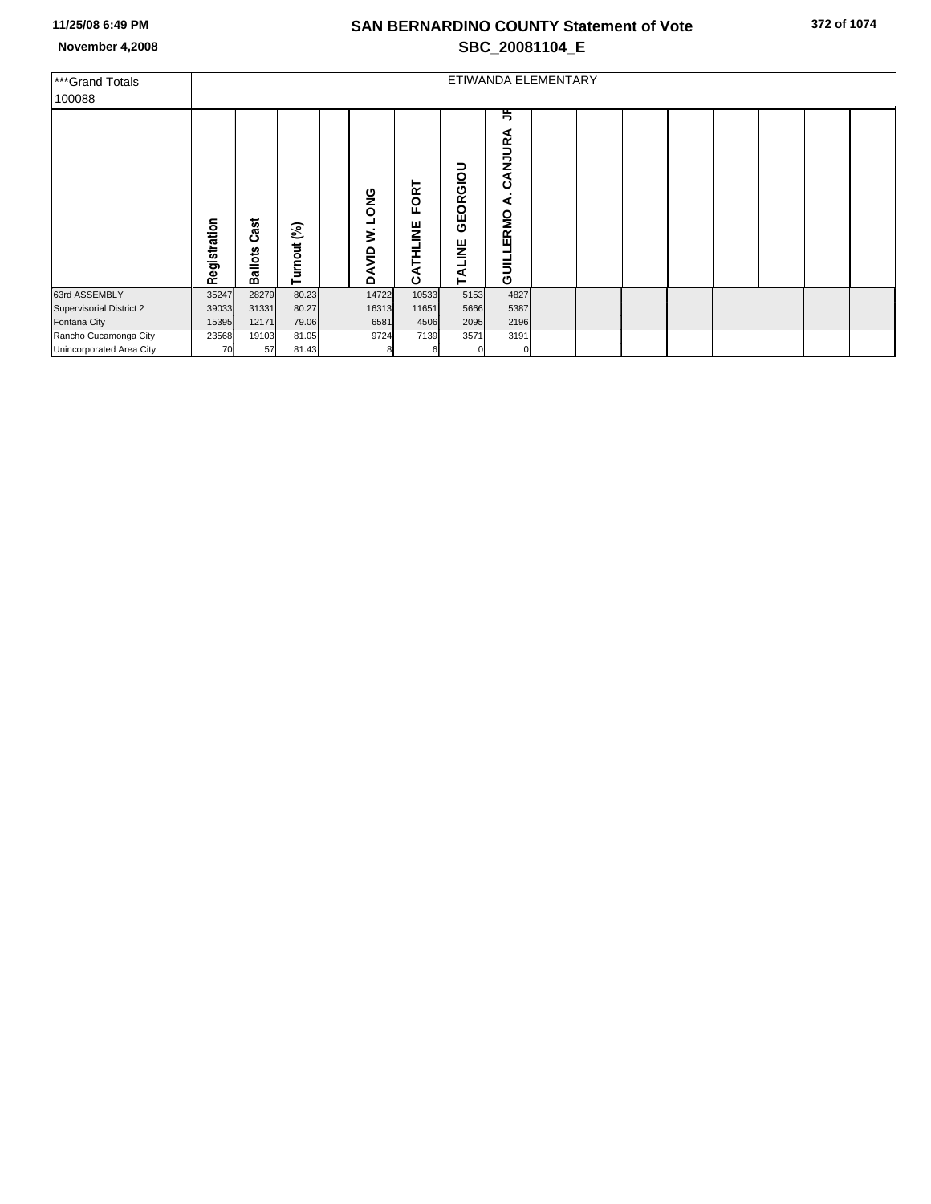# SAN BERNARDINO COUNTY Statement of Vote

## SBC_20081104_E

November 4,2008

| ***Grand Totals 100088 | ETIWANDA ELEMENTARY | | | | | | | | | | | | | | | | |
|---|---|---|---|---|---|---|---|---|---|---|---|---|---|---|---|---|---|
| | Registration | Ballots Cast | Turnout (%) | | DAVID W. LONG | CATHLINE FORT | TALINE GEORGIOU | GUILLERMO A. CANJURA JR | | | | | | | | | |
| 63rd ASSEMBLY | 35247 | 28279 | 80.23 | | 14722 | 10533 | 5153 | 4827 | | | | | | | | | |
| Supervisorial District 2 | 39033 | 31331 | 80.27 | | 16313 | 11651 | 5666 | 5387 | | | | | | | | | |
| Fontana City | 15395 | 12171 | 79.06 | | 6581 | 4506 | 2095 | 2196 | | | | | | | | | |
| Rancho Cucamonga City | 23568 | 19103 | 81.05 | | 9724 | 7139 | 3571 | 3191 | | | | | | | | | |
| Unincorporated Area City | 70 | 57 | 81.43 | | 8 | 6 | 0 | 0 | | | | | | | | | |